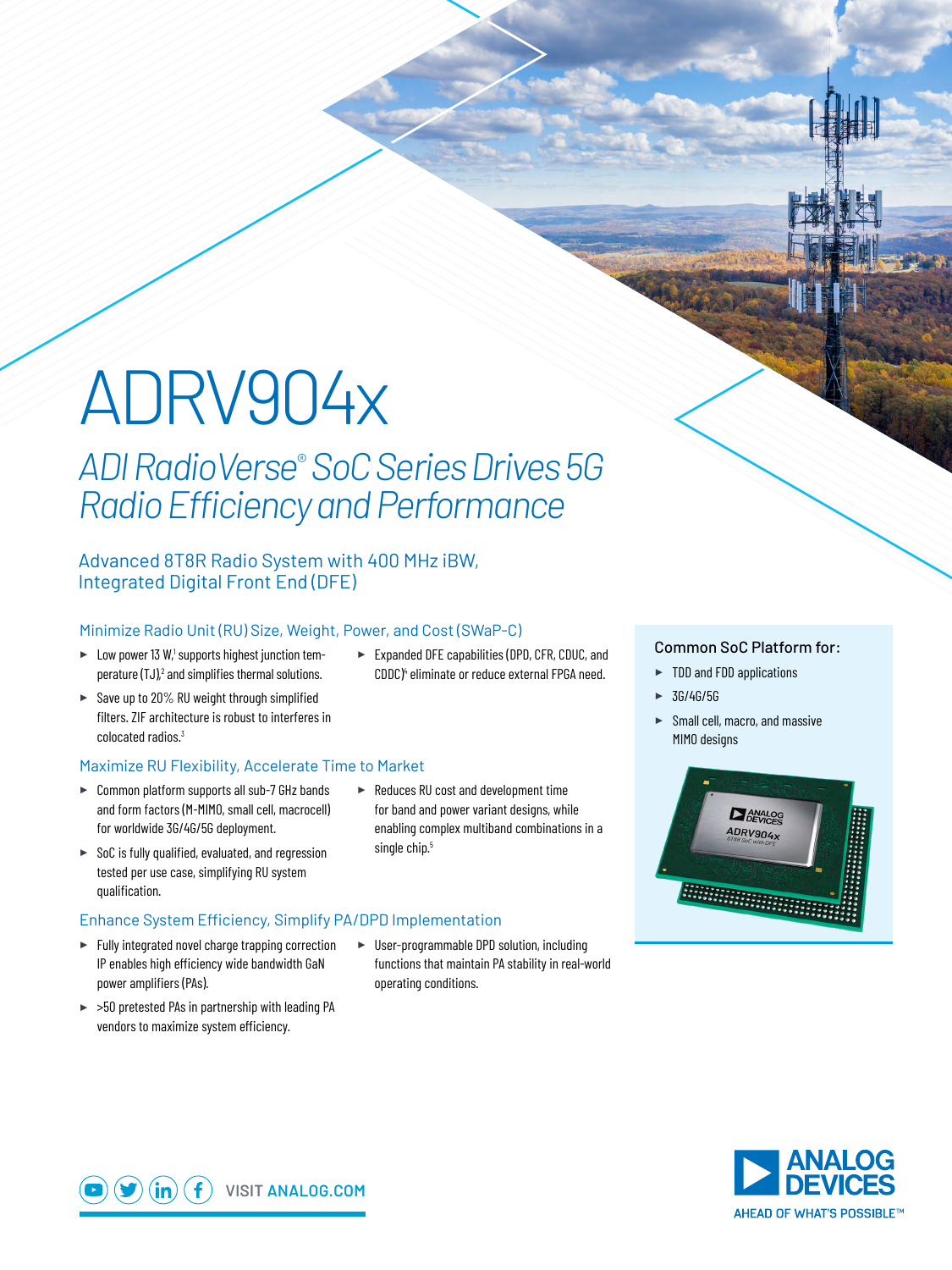# ADRV904x

## *ADI RadioVerse® SoC Series Drives 5G Radio Efficiency and Performance*

### Advanced 8T8R Radio System with 400 MHz iBW, Integrated Digital Front End (DFE)

### Minimize Radio Unit (RU) Size, Weight, Power, and Cost (SWaP-C)

- Low power 13 W,[1] supports highest junction temperature (TJ),[2] and simplifies thermal solutions.
- Save up to 20% RU weight through simplified filters. ZIF architecture is robust to interferes in colocated radios.[3]
- Expanded DFE capabilities (DPD, CFR, CDUC, and CDDC)[4] eliminate or reduce external FPGA need.

### Maximize RU Flexibility, Accelerate Time to Market

- Common platform supports all sub-7 GHz bands and form factors (M-MIMO, small cell, macrocell) for worldwide 3G/4G/5G deployment.
- SoC is fully qualified, evaluated, and regression tested per use case, simplifying RU system qualification.
- Reduces RU cost and development time for band and power variant designs, while enabling complex multiband combinations in a single chip.[5]

### Enhance System Efficiency, Simplify PA/DPD Implementation

- Fully integrated novel charge trapping correction IP enables high efficiency wide bandwidth GaN power amplifiers (PAs).
- >50 pretested PAs in partnership with leading PA vendors to maximize system efficiency.
- User-programmable DPD solution, including functions that maintain PA stability in real-world operating conditions.

### Common SoC Platform for:

- TDD and FDD applications
- 3G/4G/5G
- Small cell, macro, and massive MIMO designs

VISIT ANALOG.COM

ANALOG DEVICES
AHEAD OF WHAT'S POSSIBLE™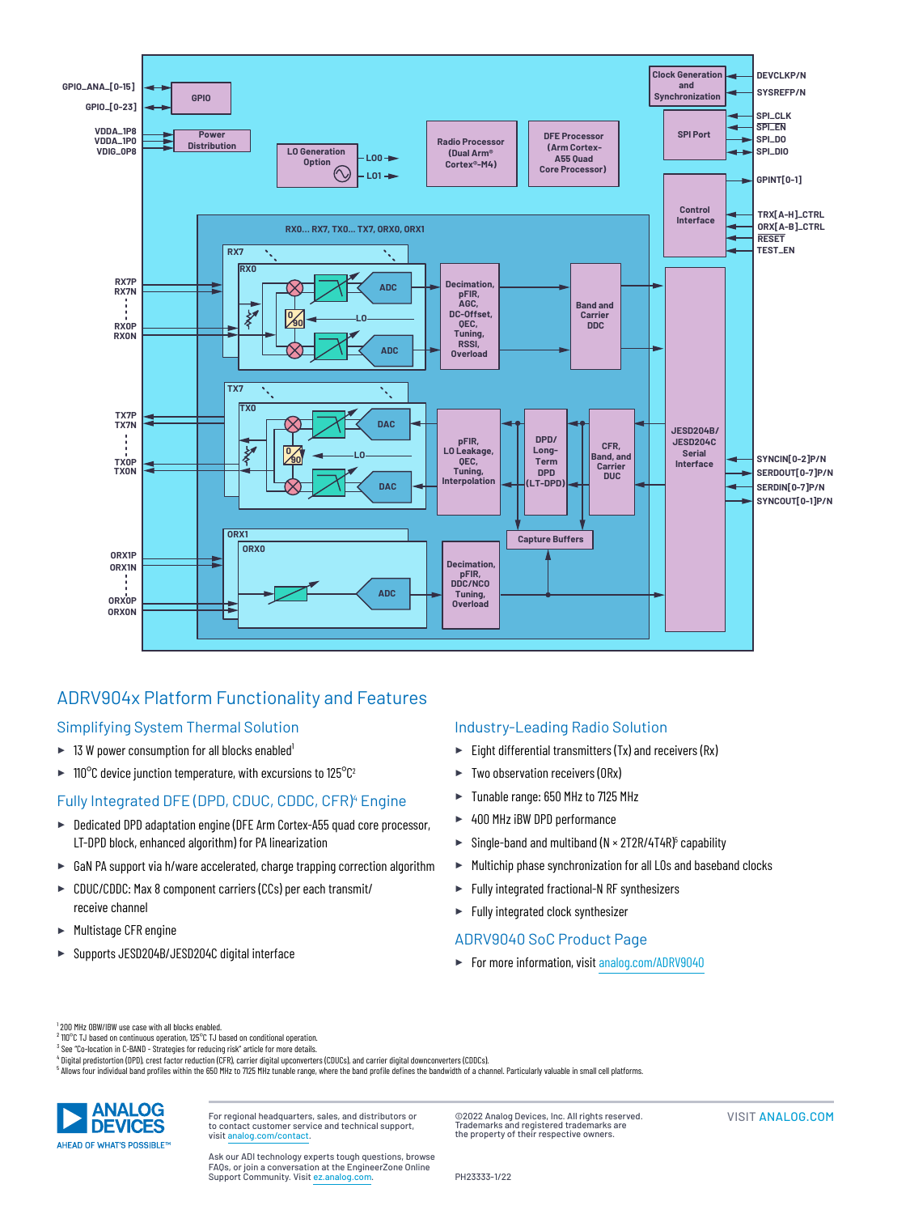GPIO_ANA_[0-15]
GPIO_[0-23]
GPIO
VDDA_1P8
VDDA_1P0
VDIG_0P8
Power Distribution
LO Generation Option
LO0
LO1
Radio Processor (Dual Arm® Cortex®-M4)
DFE Processor (Arm Cortex-A55 Quad Core Processor)
Clock Generation and Synchronization
DEVCLKP/N
SYSREFP/N
SPI Port
SPI_CLK
SPI_EN
SPI_DO
SPI_DIO
GPINT[0-1]
Control Interface
TRX[A-H]_CTRL
ORX[A-B]_CTRL
RESET
TEST_EN
RX0... RX7, TX0... TX7, ORX0, ORX1
RX7
RX0
RX7P
RX7N
RX0P
RX0N
ADC
LO
0
90
Decimation, pFIR, AGC, DC-Offset, QEC, Tuning, RSSI, Overload
Band and Carrier DDC
TX7
TX0
TX7P
TX7N
TX0P
TX0N
DAC
pFIR, LO Leakage, QEC, Tuning, Interpolation
DPD/ Long-Term DPD (LT-DPD)
CFR, Band, and Carrier DUC
JESD204B/ JESD204C Serial Interface
SYNCIN[0-2]P/N
SERDOUT[0-7]P/N
SERDIN[0-7]P/N
SYNCOUT[0-1]P/N
Capture Buffers
ORX1
ORX0
ORX1P
ORX1N
ORX0P
ORX0N
Decimation, pFIR, DDC/NCO Tuning, Overload

# ADRV904x Platform Functionality and Features

## Simplifying System Thermal Solution

- 13 W power consumption for all blocks enabled[1]
- 110°C device junction temperature, with excursions to 125°C[2]

## Fully Integrated DFE (DPD, CDUC, CDDC, CFR)[4] Engine

- Dedicated DPD adaptation engine (DFE Arm Cortex-A55 quad core processor, LT-DPD block, enhanced algorithm) for PA linearization
- GaN PA support via h/ware accelerated, charge trapping correction algorithm
- CDUC/CDDC: Max 8 component carriers (CCs) per each transmit/receive channel
- Multistage CFR engine
- Supports JESD204B/JESD204C digital interface

## Industry-Leading Radio Solution

- Eight differential transmitters (Tx) and receivers (Rx)
- Two observation receivers (ORx)
- Tunable range: 650 MHz to 7125 MHz
- 400 MHz iBW DPD performance
- Single-band and multiband (N × 2T2R/4T4R)[5] capability
- Multichip phase synchronization for all LOs and baseband clocks
- Fully integrated fractional-N RF synthesizers
- Fully integrated clock synthesizer

## ADRV9040 SoC Product Page

- For more information, visit analog.com/ADRV9040

[1] 200 MHz OBW/IBW use case with all blocks enabled.
[2] 110°C TJ based on continuous operation, 125°C TJ based on conditional operation.
[3] See "Co-location in C-BAND - Strategies for reducing risk" article for more details.
[4] Digital predistortion (DPD), crest factor reduction (CFR), carrier digital upconverters (CDUCs), and carrier digital downconverters (CDDCs).
[5] Allows four individual band profiles within the 650 MHz to 7125 MHz tunable range, where the band profile defines the bandwidth of a channel. Particularly valuable in small cell platforms.

ANALOG DEVICES
AHEAD OF WHAT'S POSSIBLE™

For regional headquarters, sales, and distributors or to contact customer service and technical support, visit analog.com/contact.

Ask our ADI technology experts tough questions, browse FAQs, or join a conversation at the EngineerZone Online Support Community. Visit ez.analog.com.

©2022 Analog Devices, Inc. All rights reserved. Trademarks and registered trademarks are the property of their respective owners.

PH23333-1/22

VISIT ANALOG.COM